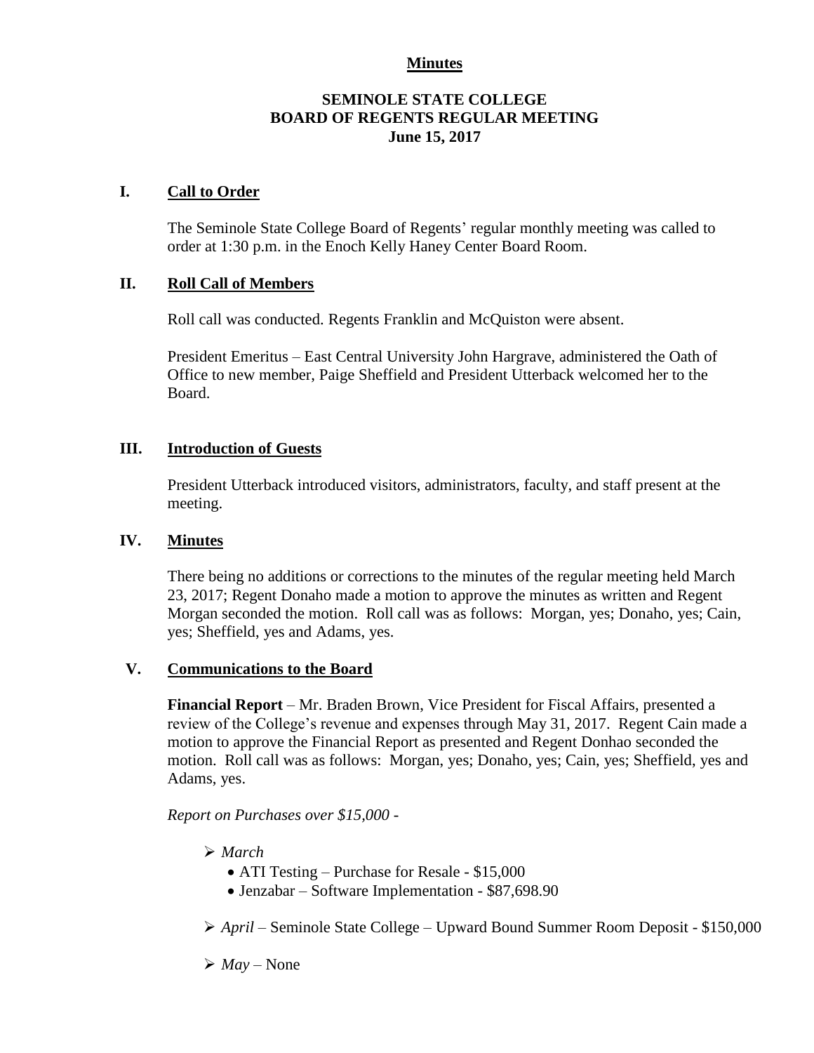**Minutes**

# SEMINOLE STATE COLLEGE
# BOARD OF REGENTS REGULAR MEETING
## June 15, 2017

## I. Call to Order

The Seminole State College Board of Regents' regular monthly meeting was called to order at 1:30 p.m. in the Enoch Kelly Haney Center Board Room.

## II. Roll Call of Members

Roll call was conducted. Regents Franklin and McQuiston were absent.

President Emeritus – East Central University John Hargrave, administered the Oath of Office to new member, Paige Sheffield and President Utterback welcomed her to the Board.

## III. Introduction of Guests

President Utterback introduced visitors, administrators, faculty, and staff present at the meeting.

## IV. Minutes

There being no additions or corrections to the minutes of the regular meeting held March 23, 2017; Regent Donaho made a motion to approve the minutes as written and Regent Morgan seconded the motion. Roll call was as follows: Morgan, yes; Donaho, yes; Cain, yes; Sheffield, yes and Adams, yes.

## V. Communications to the Board

**Financial Report** – Mr. Braden Brown, Vice President for Fiscal Affairs, presented a review of the College's revenue and expenses through May 31, 2017. Regent Cain made a motion to approve the Financial Report as presented and Regent Donhao seconded the motion. Roll call was as follows: Morgan, yes; Donaho, yes; Cain, yes; Sheffield, yes and Adams, yes.

*Report on Purchases over $15,000 -*

- *March*
  - ATI Testing – Purchase for Resale - $15,000
  - Jenzabar – Software Implementation - $87,698.90
- *April* – Seminole State College – Upward Bound Summer Room Deposit - $150,000
- *May* – None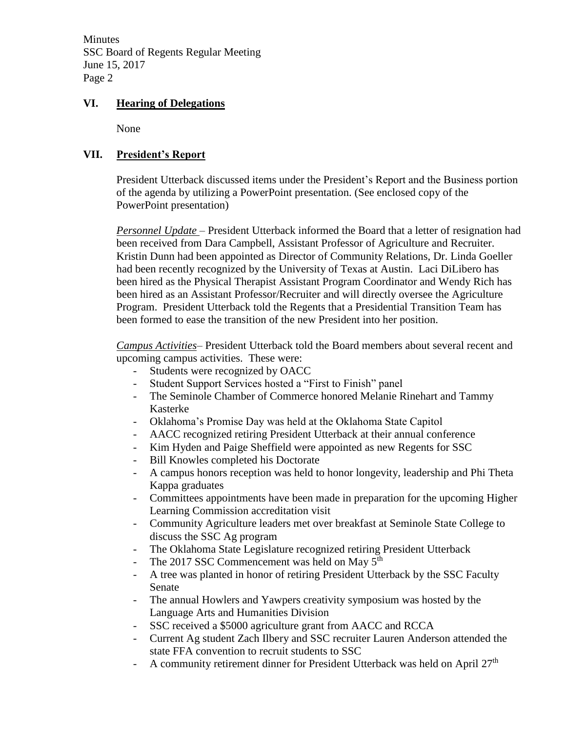## VI. Hearing of Delegations

None

## VII. President's Report

President Utterback discussed items under the President's Report and the Business portion of the agenda by utilizing a PowerPoint presentation. (See enclosed copy of the PowerPoint presentation)

*Personnel Update* – President Utterback informed the Board that a letter of resignation had been received from Dara Campbell, Assistant Professor of Agriculture and Recruiter. Kristin Dunn had been appointed as Director of Community Relations, Dr. Linda Goeller had been recently recognized by the University of Texas at Austin. Laci DiLibero has been hired as the Physical Therapist Assistant Program Coordinator and Wendy Rich has been hired as an Assistant Professor/Recruiter and will directly oversee the Agriculture Program. President Utterback told the Regents that a Presidential Transition Team has been formed to ease the transition of the new President into her position.

*Campus Activities*– President Utterback told the Board members about several recent and upcoming campus activities. These were:

- Students were recognized by OACC
- Student Support Services hosted a "First to Finish" panel
- The Seminole Chamber of Commerce honored Melanie Rinehart and Tammy Kasterke
- Oklahoma's Promise Day was held at the Oklahoma State Capitol
- AACC recognized retiring President Utterback at their annual conference
- Kim Hyden and Paige Sheffield were appointed as new Regents for SSC
- Bill Knowles completed his Doctorate
- A campus honors reception was held to honor longevity, leadership and Phi Theta Kappa graduates
- Committees appointments have been made in preparation for the upcoming Higher Learning Commission accreditation visit
- Community Agriculture leaders met over breakfast at Seminole State College to discuss the SSC Ag program
- The Oklahoma State Legislature recognized retiring President Utterback
- The 2017 SSC Commencement was held on May 5th
- A tree was planted in honor of retiring President Utterback by the SSC Faculty Senate
- The annual Howlers and Yawpers creativity symposium was hosted by the Language Arts and Humanities Division
- SSC received a $5000 agriculture grant from AACC and RCCA
- Current Ag student Zach Ilbery and SSC recruiter Lauren Anderson attended the state FFA convention to recruit students to SSC
- A community retirement dinner for President Utterback was held on April 27th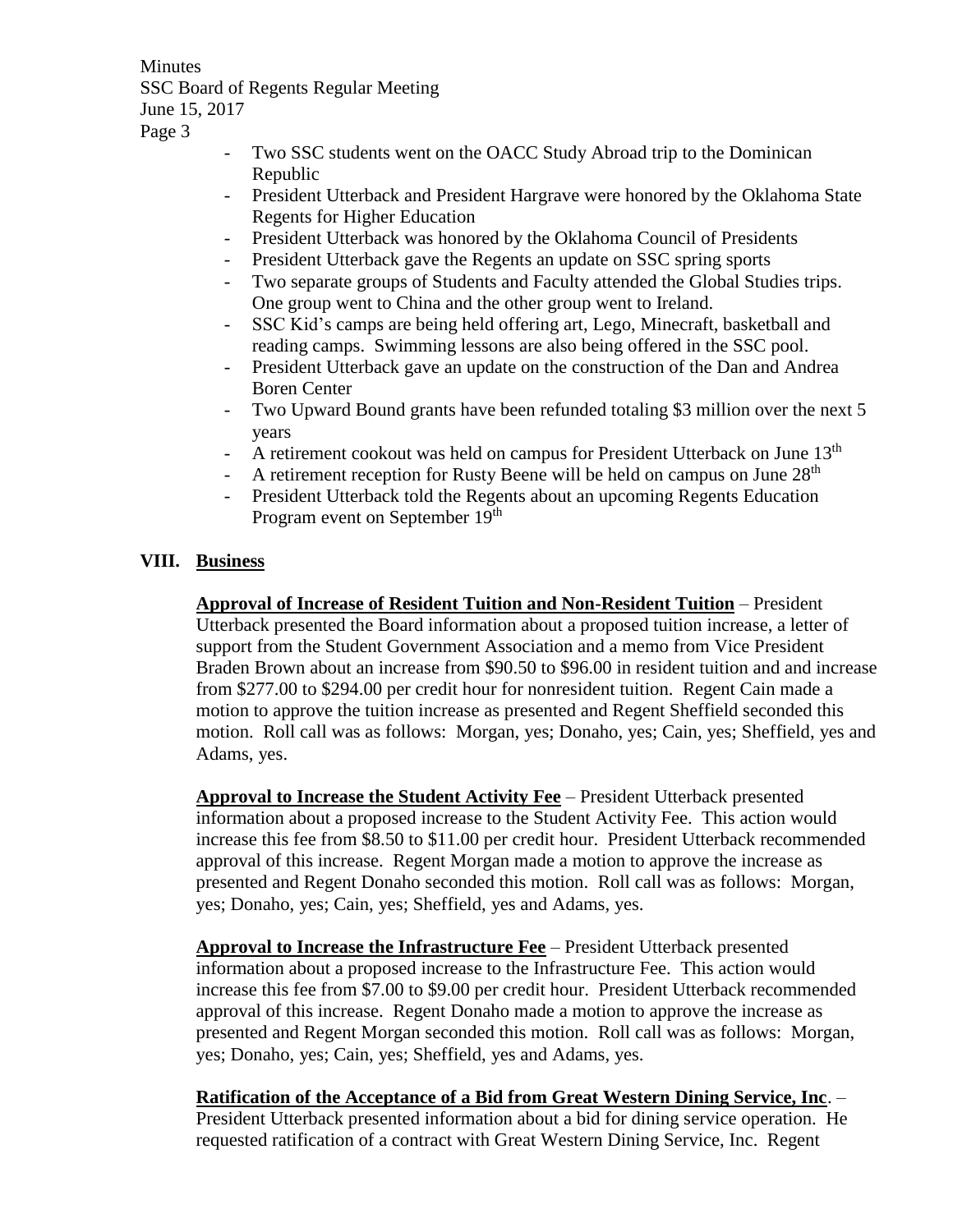- Two SSC students went on the OACC Study Abroad trip to the Dominican Republic
- President Utterback and President Hargrave were honored by the Oklahoma State Regents for Higher Education
- President Utterback was honored by the Oklahoma Council of Presidents
- President Utterback gave the Regents an update on SSC spring sports
- Two separate groups of Students and Faculty attended the Global Studies trips. One group went to China and the other group went to Ireland.
- SSC Kid's camps are being held offering art, Lego, Minecraft, basketball and reading camps. Swimming lessons are also being offered in the SSC pool.
- President Utterback gave an update on the construction of the Dan and Andrea Boren Center
- Two Upward Bound grants have been refunded totaling \$3 million over the next 5 years
- A retirement cookout was held on campus for President Utterback on June 13th
- A retirement reception for Rusty Beene will be held on campus on June 28th
- President Utterback told the Regents about an upcoming Regents Education Program event on September 19th

## VIII. Business

**Approval of Increase of Resident Tuition and Non-Resident Tuition** – President Utterback presented the Board information about a proposed tuition increase, a letter of support from the Student Government Association and a memo from Vice President Braden Brown about an increase from \$90.50 to \$96.00 in resident tuition and and increase from \$277.00 to \$294.00 per credit hour for nonresident tuition. Regent Cain made a motion to approve the tuition increase as presented and Regent Sheffield seconded this motion. Roll call was as follows: Morgan, yes; Donaho, yes; Cain, yes; Sheffield, yes and Adams, yes.

**Approval to Increase the Student Activity Fee** – President Utterback presented information about a proposed increase to the Student Activity Fee. This action would increase this fee from \$8.50 to \$11.00 per credit hour. President Utterback recommended approval of this increase. Regent Morgan made a motion to approve the increase as presented and Regent Donaho seconded this motion. Roll call was as follows: Morgan, yes; Donaho, yes; Cain, yes; Sheffield, yes and Adams, yes.

**Approval to Increase the Infrastructure Fee** – President Utterback presented information about a proposed increase to the Infrastructure Fee. This action would increase this fee from \$7.00 to \$9.00 per credit hour. President Utterback recommended approval of this increase. Regent Donaho made a motion to approve the increase as presented and Regent Morgan seconded this motion. Roll call was as follows: Morgan, yes; Donaho, yes; Cain, yes; Sheffield, yes and Adams, yes.

**Ratification of the Acceptance of a Bid from Great Western Dining Service, Inc**. – President Utterback presented information about a bid for dining service operation. He requested ratification of a contract with Great Western Dining Service, Inc. Regent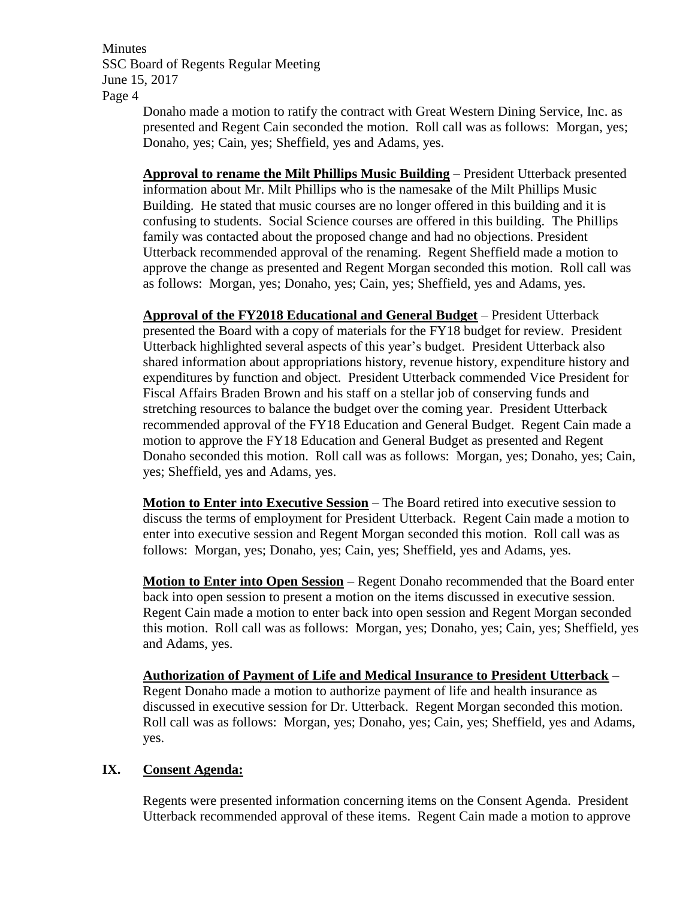Donaho made a motion to ratify the contract with Great Western Dining Service, Inc. as presented and Regent Cain seconded the motion. Roll call was as follows: Morgan, yes; Donaho, yes; Cain, yes; Sheffield, yes and Adams, yes.

**Approval to rename the Milt Phillips Music Building** – President Utterback presented information about Mr. Milt Phillips who is the namesake of the Milt Phillips Music Building. He stated that music courses are no longer offered in this building and it is confusing to students. Social Science courses are offered in this building. The Phillips family was contacted about the proposed change and had no objections. President Utterback recommended approval of the renaming. Regent Sheffield made a motion to approve the change as presented and Regent Morgan seconded this motion. Roll call was as follows: Morgan, yes; Donaho, yes; Cain, yes; Sheffield, yes and Adams, yes.

**Approval of the FY2018 Educational and General Budget** – President Utterback presented the Board with a copy of materials for the FY18 budget for review. President Utterback highlighted several aspects of this year's budget. President Utterback also shared information about appropriations history, revenue history, expenditure history and expenditures by function and object. President Utterback commended Vice President for Fiscal Affairs Braden Brown and his staff on a stellar job of conserving funds and stretching resources to balance the budget over the coming year. President Utterback recommended approval of the FY18 Education and General Budget. Regent Cain made a motion to approve the FY18 Education and General Budget as presented and Regent Donaho seconded this motion. Roll call was as follows: Morgan, yes; Donaho, yes; Cain, yes; Sheffield, yes and Adams, yes.

**Motion to Enter into Executive Session** – The Board retired into executive session to discuss the terms of employment for President Utterback. Regent Cain made a motion to enter into executive session and Regent Morgan seconded this motion. Roll call was as follows: Morgan, yes; Donaho, yes; Cain, yes; Sheffield, yes and Adams, yes.

**Motion to Enter into Open Session** – Regent Donaho recommended that the Board enter back into open session to present a motion on the items discussed in executive session. Regent Cain made a motion to enter back into open session and Regent Morgan seconded this motion. Roll call was as follows: Morgan, yes; Donaho, yes; Cain, yes; Sheffield, yes and Adams, yes.

**Authorization of Payment of Life and Medical Insurance to President Utterback** – Regent Donaho made a motion to authorize payment of life and health insurance as discussed in executive session for Dr. Utterback. Regent Morgan seconded this motion. Roll call was as follows: Morgan, yes; Donaho, yes; Cain, yes; Sheffield, yes and Adams, yes.

## IX. Consent Agenda:

Regents were presented information concerning items on the Consent Agenda. President Utterback recommended approval of these items. Regent Cain made a motion to approve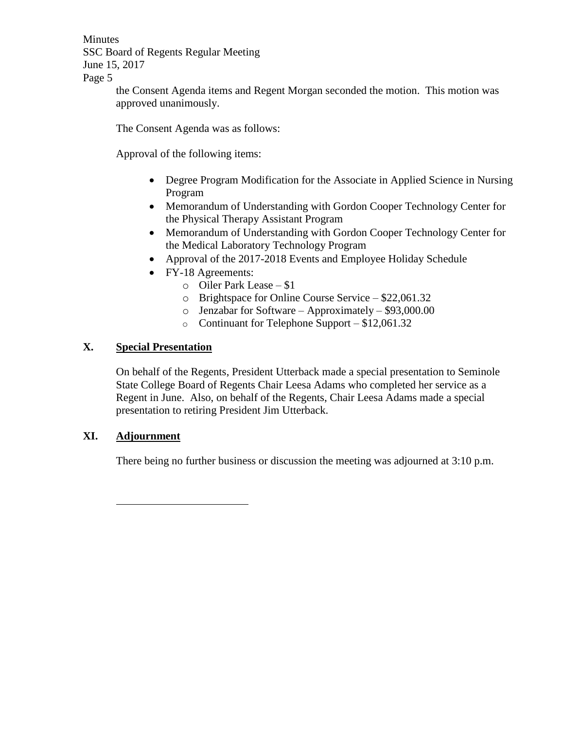the Consent Agenda items and Regent Morgan seconded the motion. This motion was approved unanimously.

The Consent Agenda was as follows:

Approval of the following items:

- Degree Program Modification for the Associate in Applied Science in Nursing Program
- Memorandum of Understanding with Gordon Cooper Technology Center for the Physical Therapy Assistant Program
- Memorandum of Understanding with Gordon Cooper Technology Center for the Medical Laboratory Technology Program
- Approval of the 2017-2018 Events and Employee Holiday Schedule
- FY-18 Agreements:
  - Oiler Park Lease – $1
  - Brightspace for Online Course Service – $22,061.32
  - Jenzabar for Software – Approximately – $93,000.00
  - Continuant for Telephone Support – $12,061.32

## X. Special Presentation

On behalf of the Regents, President Utterback made a special presentation to Seminole State College Board of Regents Chair Leesa Adams who completed her service as a Regent in June. Also, on behalf of the Regents, Chair Leesa Adams made a special presentation to retiring President Jim Utterback.

## XI. Adjournment

There being no further business or discussion the meeting was adjourned at 3:10 p.m.

\_\_\_\_\_\_\_\_\_\_\_\_\_\_\_\_\_\_\_\_\_\_\_\_\_\_